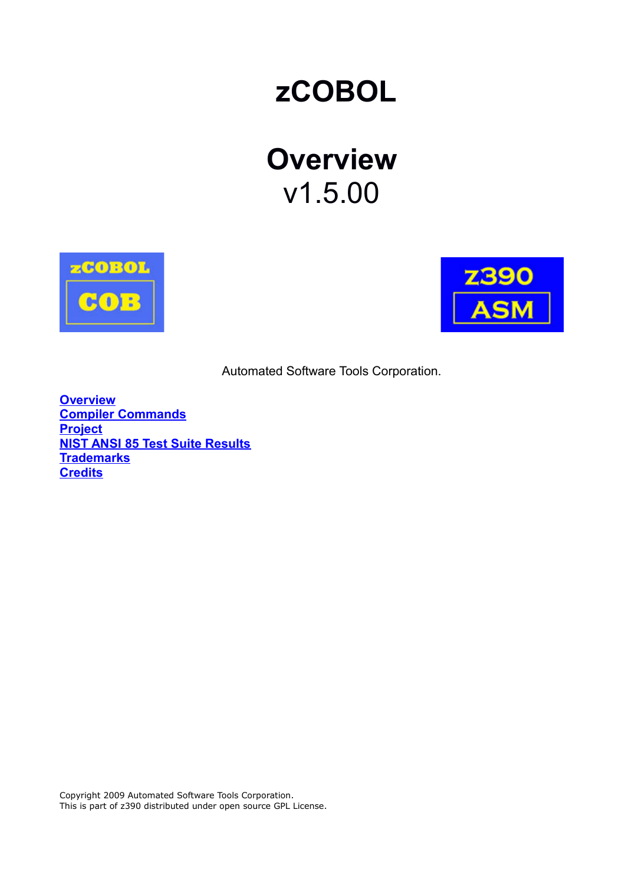# zCOBOL

# Overview
v1.5.00

Automated Software Tools Corporation.

[Overview](#)
[Compiler Commands](#)
[Project](#)
[NIST ANSI 85 Test Suite Results](#)
[Trademarks](#)
[Credits](#)

Copyright 2009 Automated Software Tools Corporation.
This is part of z390 distributed under open source GPL License.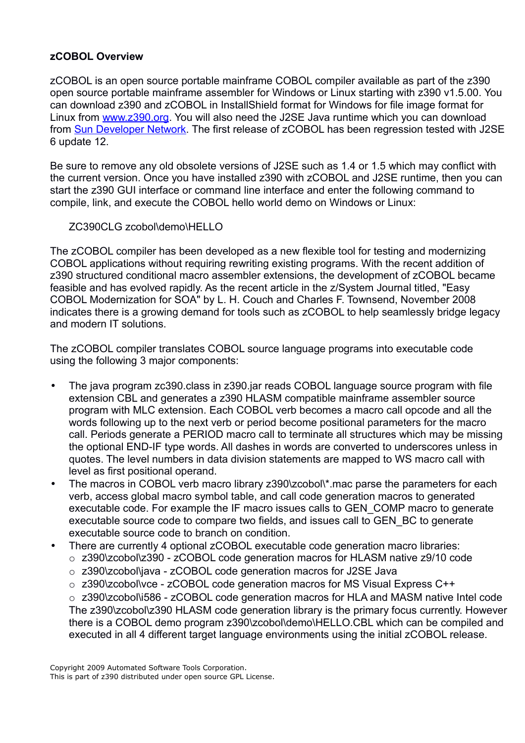**zCOBOL Overview**

zCOBOL is an open source portable mainframe COBOL compiler available as part of the z390 open source portable mainframe assembler for Windows or Linux starting with z390 v1.5.00. You can download z390 and zCOBOL in InstallShield format for Windows for file image format for Linux from [www.z390.org](http://www.z390.org). You will also need the J2SE Java runtime which you can download from Sun Developer Network. The first release of zCOBOL has been regression tested with J2SE 6 update 12.

Be sure to remove any old obsolete versions of J2SE such as 1.4 or 1.5 which may conflict with the current version. Once you have installed z390 with zCOBOL and J2SE runtime, then you can start the z390 GUI interface or command line interface and enter the following command to compile, link, and execute the COBOL hello world demo on Windows or Linux:

```
ZC390CLG zcobol\demo\HELLO
```

The zCOBOL compiler has been developed as a new flexible tool for testing and modernizing COBOL applications without requiring rewriting existing programs. With the recent addition of z390 structured conditional macro assembler extensions, the development of zCOBOL became feasible and has evolved rapidly. As the recent article in the z/System Journal titled, "Easy COBOL Modernization for SOA" by L. H. Couch and Charles F. Townsend, November 2008 indicates there is a growing demand for tools such as zCOBOL to help seamlessly bridge legacy and modern IT solutions.

The zCOBOL compiler translates COBOL source language programs into executable code using the following 3 major components:

- The java program zc390.class in z390.jar reads COBOL language source program with file extension CBL and generates a z390 HLASM compatible mainframe assembler source program with MLC extension. Each COBOL verb becomes a macro call opcode and all the words following up to the next verb or period become positional parameters for the macro call. Periods generate a PERIOD macro call to terminate all structures which may be missing the optional END-IF type words. All dashes in words are converted to underscores unless in quotes. The level numbers in data division statements are mapped to WS macro call with level as first positional operand.
- The macros in COBOL verb macro library z390\zcobol\*.mac parse the parameters for each verb, access global macro symbol table, and call code generation macros to generated executable code. For example the IF macro issues calls to GEN_COMP macro to generate executable source code to compare two fields, and issues call to GEN_BC to generate executable source code to branch on condition.
- There are currently 4 optional zCOBOL executable code generation macro libraries:
  - z390\zcobol\z390 - zCOBOL code generation macros for HLASM native z9/10 code
  - z390\zcobol\java - zCOBOL code generation macros for J2SE Java
  - z390\zcobol\vce - zCOBOL code generation macros for MS Visual Express C++
  - z390\zcobol\i586 - zCOBOL code generation macros for HLA and MASM native Intel code

  The z390\zcobol\z390 HLASM code generation library is the primary focus currently. However there is a COBOL demo program z390\zcobol\demo\HELLO.CBL which can be compiled and executed in all 4 different target language environments using the initial zCOBOL release.

Copyright 2009 Automated Software Tools Corporation.
This is part of z390 distributed under open source GPL License.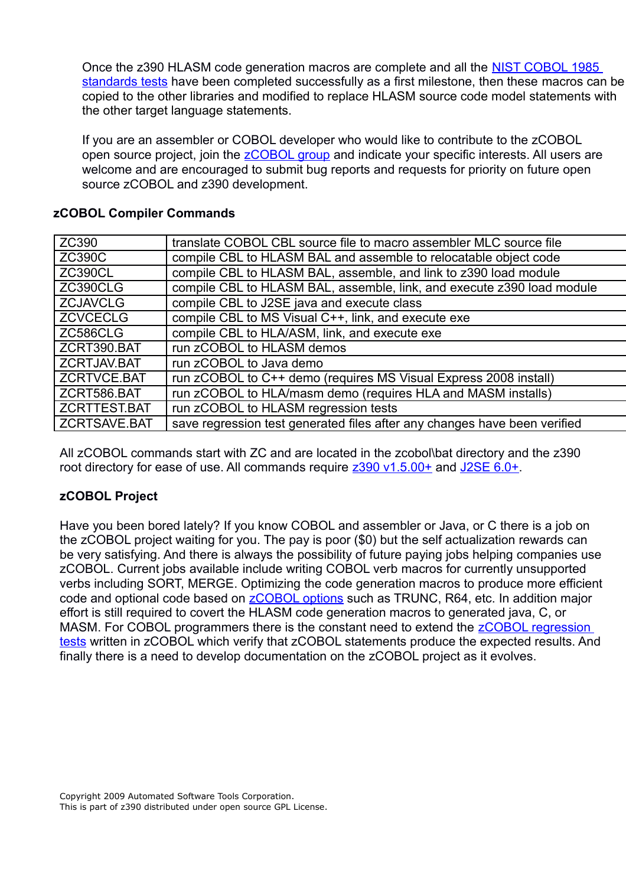Once the z390 HLASM code generation macros are complete and all the NIST COBOL 1985 standards tests have been completed successfully as a first milestone, then these macros can be copied to the other libraries and modified to replace HLASM source code model statements with the other target language statements.

If you are an assembler or COBOL developer who would like to contribute to the zCOBOL open source project, join the zCOBOL group and indicate your specific interests. All users are welcome and are encouraged to submit bug reports and requests for priority on future open source zCOBOL and z390 development.

### zCOBOL Compiler Commands

| | |
|---|---|
| ZC390 | translate COBOL CBL source file to macro assembler MLC source file |
| ZC390C | compile CBL to HLASM BAL and assemble to relocatable object code |
| ZC390CL | compile CBL to HLASM BAL, assemble, and link to z390 load module |
| ZC390CLG | compile CBL to HLASM BAL, assemble, link, and execute z390 load module |
| ZCJAVCLG | compile CBL to J2SE java and execute class |
| ZCVCECLG | compile CBL to MS Visual C++, link, and execute exe |
| ZC586CLG | compile CBL to HLA/ASM, link, and execute exe |
| ZCRT390.BAT | run zCOBOL to HLASM demos |
| ZCRTJAV.BAT | run zCOBOL to Java demo |
| ZCRTVCE.BAT | run zCOBOL to C++ demo (requires MS Visual Express 2008 install) |
| ZCRT586.BAT | run zCOBOL to HLA/masm demo (requires HLA and MASM installs) |
| ZCRTTEST.BAT | run zCOBOL to HLASM regression tests |
| ZCRTSAVE.BAT | save regression test generated files after any changes have been verified |

All zCOBOL commands start with ZC and are located in the zcobol\bat directory and the z390 root directory for ease of use. All commands require z390 v1.5.00+ and J2SE 6.0+.

### zCOBOL Project

Have you been bored lately? If you know COBOL and assembler or Java, or C there is a job on the zCOBOL project waiting for you. The pay is poor ($0) but the self actualization rewards can be very satisfying. And there is always the possibility of future paying jobs helping companies use zCOBOL. Current jobs available include writing COBOL verb macros for currently unsupported verbs including SORT, MERGE. Optimizing the code generation macros to produce more efficient code and optional code based on zCOBOL options such as TRUNC, R64, etc. In addition major effort is still required to covert the HLASM code generation macros to generated java, C, or MASM. For COBOL programmers there is the constant need to extend the zCOBOL regression tests written in zCOBOL which verify that zCOBOL statements produce the expected results. And finally there is a need to develop documentation on the zCOBOL project as it evolves.

Copyright 2009 Automated Software Tools Corporation.
This is part of z390 distributed under open source GPL License.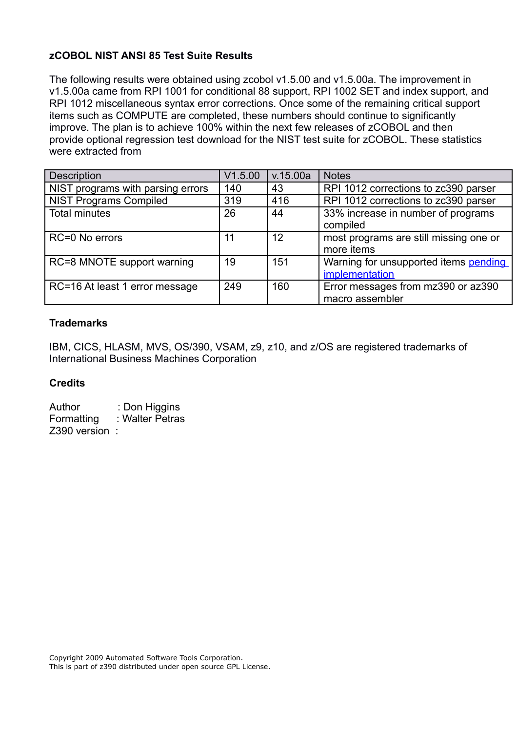**zCOBOL NIST ANSI 85 Test Suite Results**

The following results were obtained using zcobol v1.5.00 and v1.5.00a. The improvement in v1.5.00a came from RPI 1001 for conditional 88 support, RPI 1002 SET and index support, and RPI 1012 miscellaneous syntax error corrections. Once some of the remaining critical support items such as COMPUTE are completed, these numbers should continue to significantly improve. The plan is to achieve 100% within the next few releases of zCOBOL and then provide optional regression test download for the NIST test suite for zCOBOL. These statistics were extracted from

| Description | V1.5.00 | v.15.00a | Notes |
|---|---|---|---|
| NIST programs with parsing errors | 140 | 43 | RPI 1012 corrections to zc390 parser |
| NIST Programs Compiled | 319 | 416 | RPI 1012 corrections to zc390 parser |
| Total minutes | 26 | 44 | 33% increase in number of programs compiled |
| RC=0 No errors | 11 | 12 | most programs are still missing one or more items |
| RC=8 MNOTE support warning | 19 | 151 | Warning for unsupported items [pending implementation] |
| RC=16 At least 1 error message | 249 | 160 | Error messages from mz390 or az390 macro assembler |

**Trademarks**

IBM, CICS, HLASM, MVS, OS/390, VSAM, z9, z10, and z/OS are registered trademarks of International Business Machines Corporation

**Credits**

Author : Don Higgins
Formatting : Walter Petras
Z390 version :

Copyright 2009 Automated Software Tools Corporation.
This is part of z390 distributed under open source GPL License.